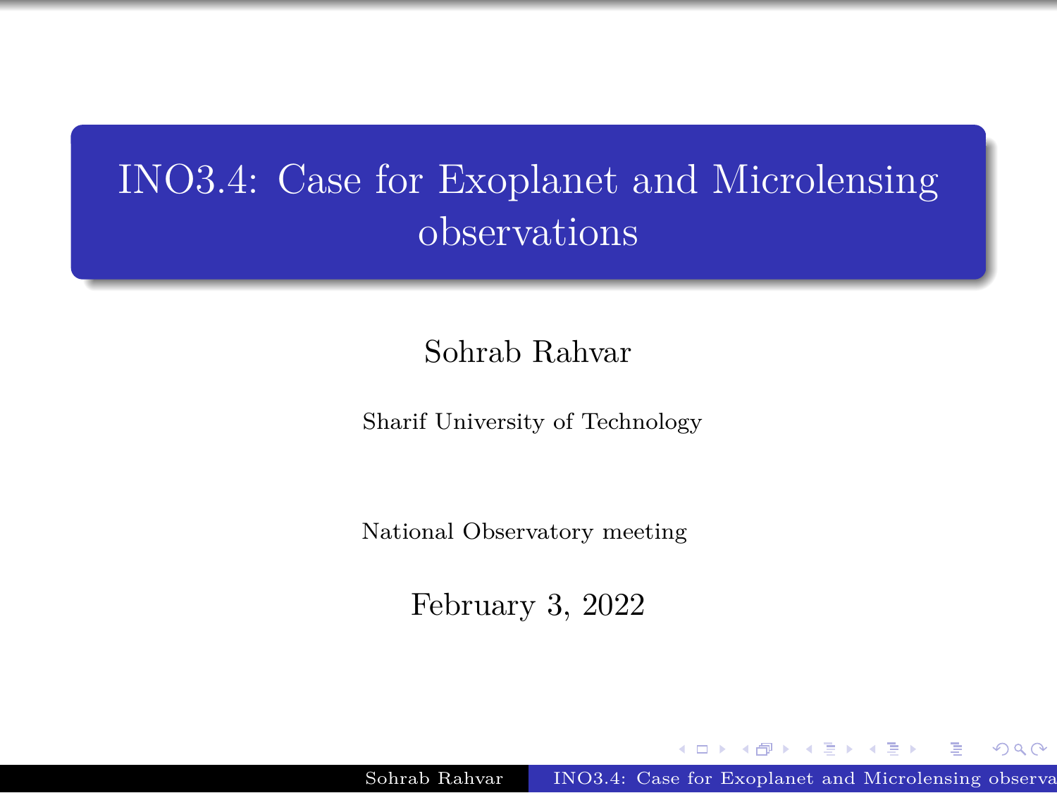# INO3.4: Case for Exoplanet and Microlensing observations

Sohrab Rahvar

Sharif University of Technology

National Observatory meeting

February 3, 2022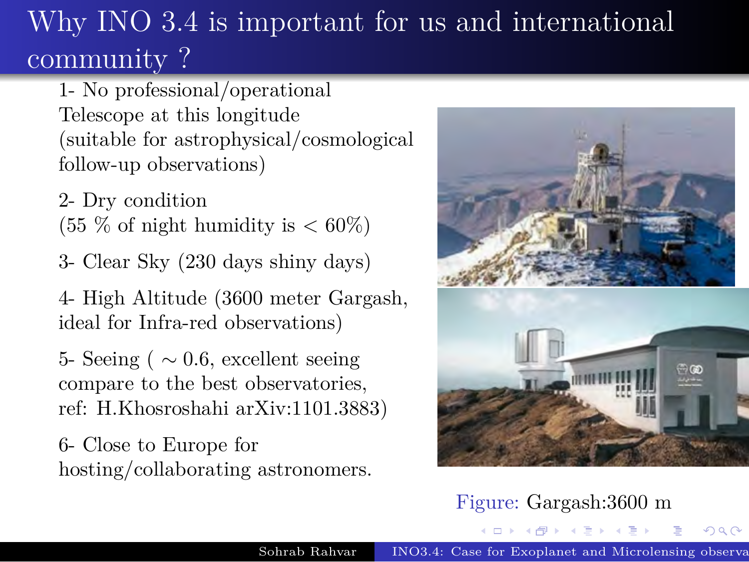# Why INO 3.4 is important for us and international community ?

1- No professional/operational Telescope at this longitude (suitable for astrophysical/cosmological follow-up observations)

2- Dry condition (55 % of night humidity is $< 60\%$)

3- Clear Sky (230 days shiny days)

4- High Altitude (3600 meter Gargash, ideal for Infra-red observations)

5- Seeing ( $\sim 0.6$, excellent seeing compare to the best observatories, ref: H.Khosroshahi arXiv:1101.3883)

6- Close to Europe for hosting/collaborating astronomers.

Figure: Gargash:3600 m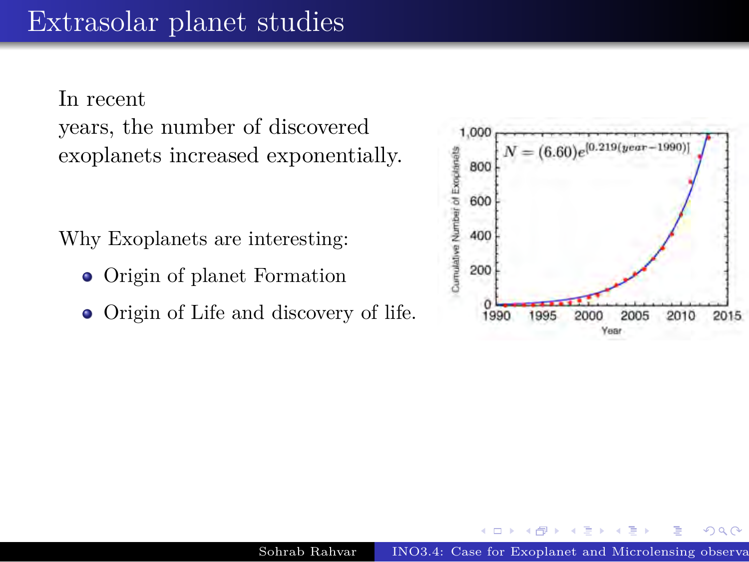# Extrasolar planet studies

In recent years, the number of discovered exoplanets increased exponentially.

Why Exoplanets are interesting:

- Origin of planet Formation
- Origin of Life and discovery of life.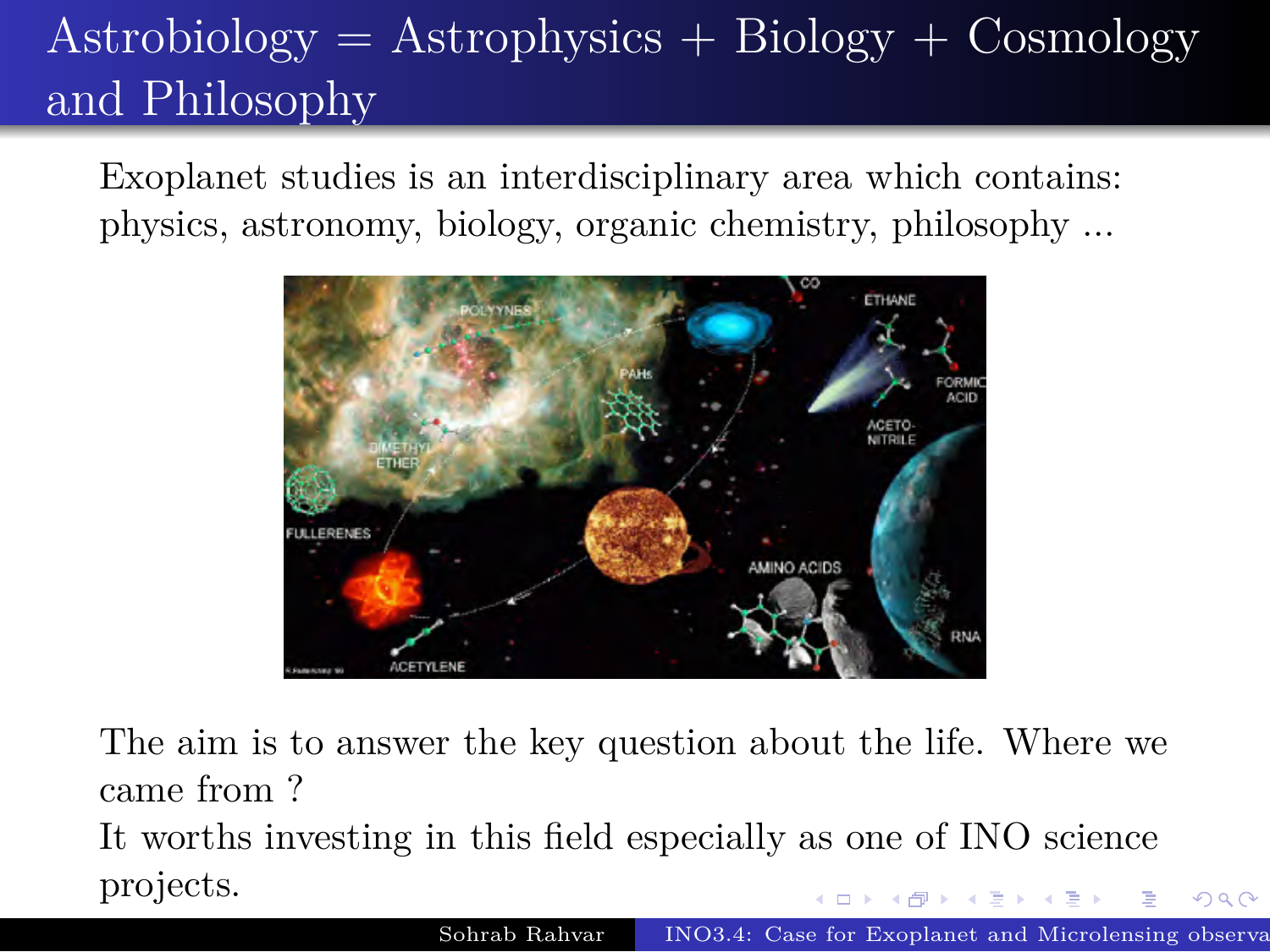# Astrobiology = Astrophysics + Biology + Cosmology and Philosophy

Exoplanet studies is an interdisciplinary area which contains: physics, astronomy, biology, organic chemistry, philosophy ...

The aim is to answer the key question about the life. Where we came from ?

It worths investing in this field especially as one of INO science projects.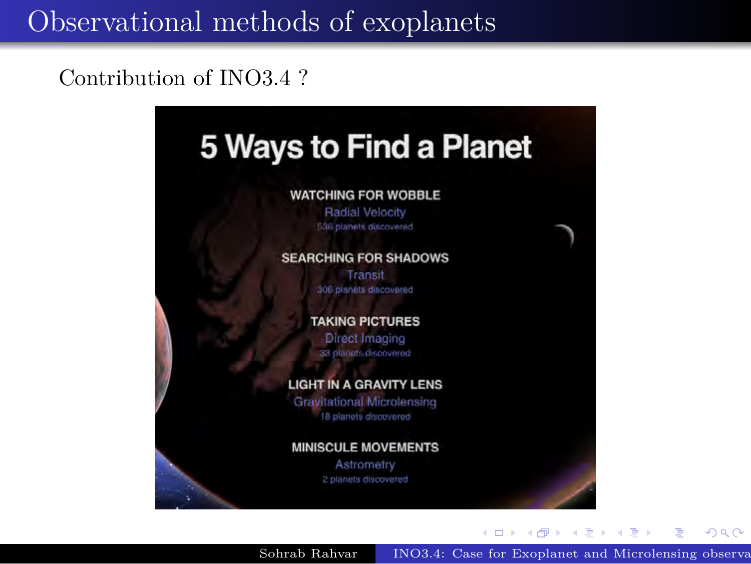# Observational methods of exoplanets

Contribution of INO3.4 ?

5 Ways to Find a Planet

WATCHING FOR WOBBLE
Radial Velocity
536 planets discovered

SEARCHING FOR SHADOWS
Transit
306 planets discovered

TAKING PICTURES
Direct Imaging
33 planets discovered

LIGHT IN A GRAVITY LENS
Gravitational Microlensing
18 planets discovered

MINISCULE MOVEMENTS
Astrometry
2 planets discovered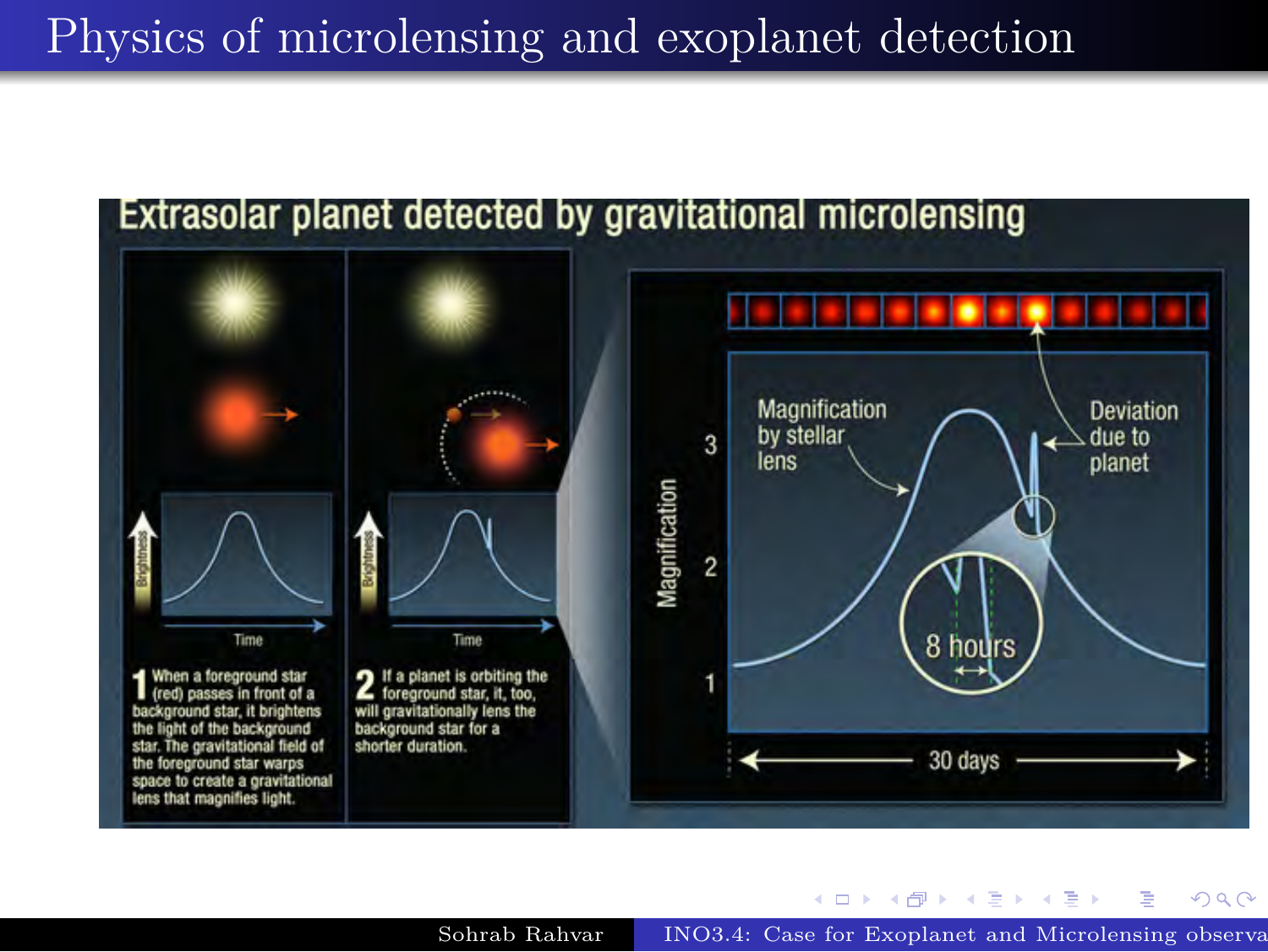# Physics of microlensing and exoplanet detection

Extrasolar planet detected by gravitational microlensing

1 When a foreground star (red) passes in front of a background star, it brightens the light of the background star. The gravitational field of the foreground star warps space to create a gravitational lens that magnifies light.

2 If a planet is orbiting the foreground star, it, too, will gravitationally lens the background star for a shorter duration.

Magnification by stellar lens

Deviation due to planet

8 hours

30 days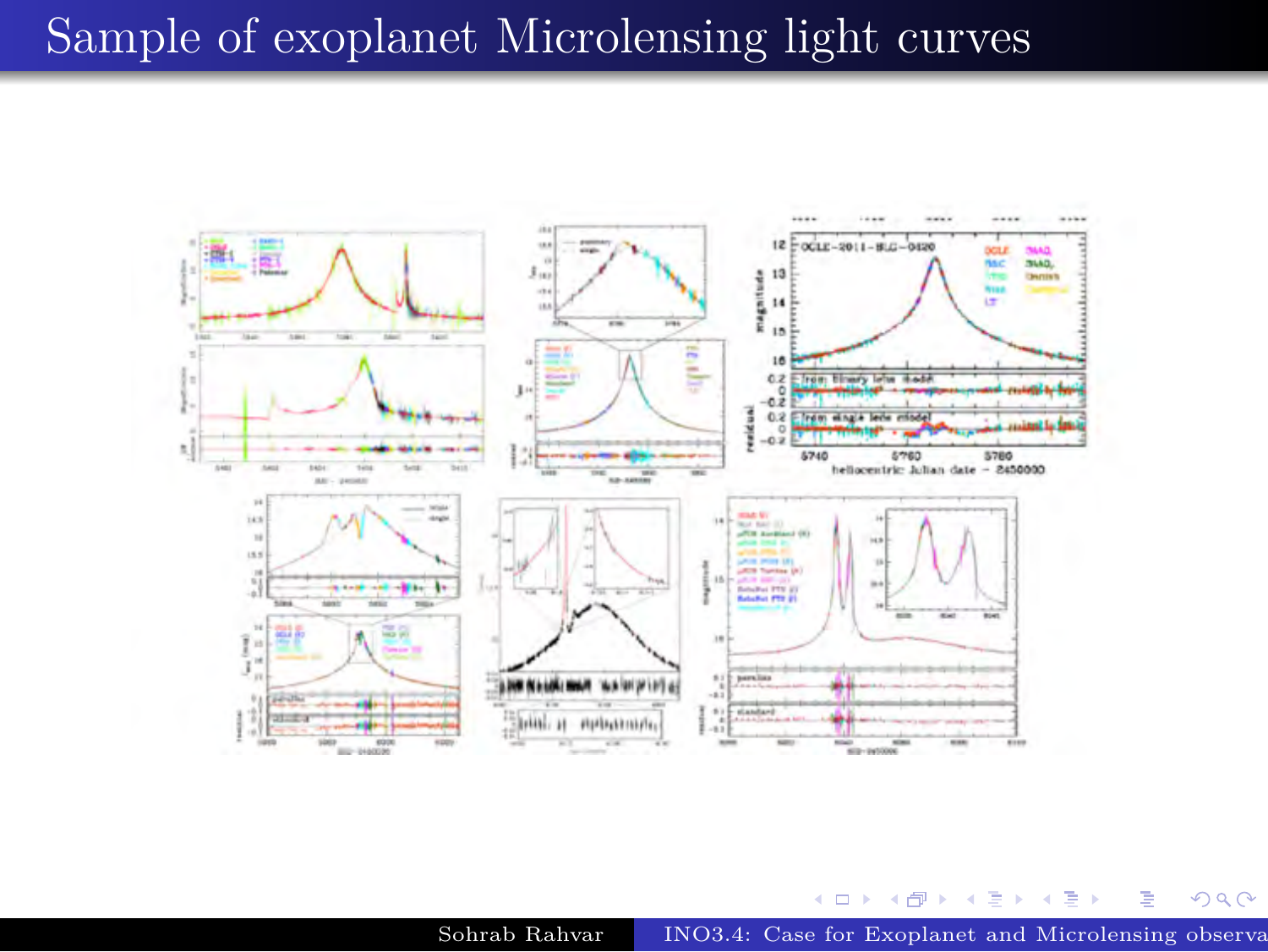# Sample of exoplanet Microlensing light curves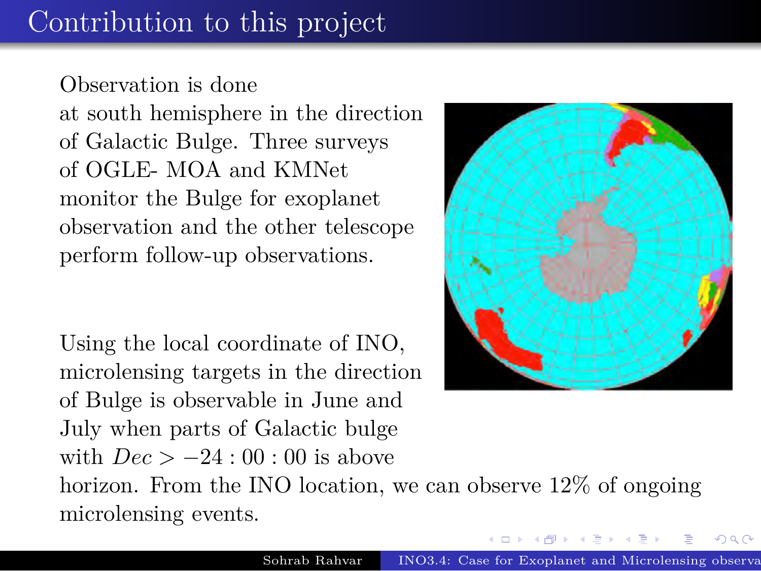# Contribution to this project

Observation is done at south hemisphere in the direction of Galactic Bulge. Three surveys of OGLE- MOA and KMNet monitor the Bulge for exoplanet observation and the other telescope perform follow-up observations.

Using the local coordinate of INO, microlensing targets in the direction of Bulge is observable in June and July when parts of Galactic bulge with $Dec > -24:00:00$ is above horizon. From the INO location, we can observe 12% of ongoing microlensing events.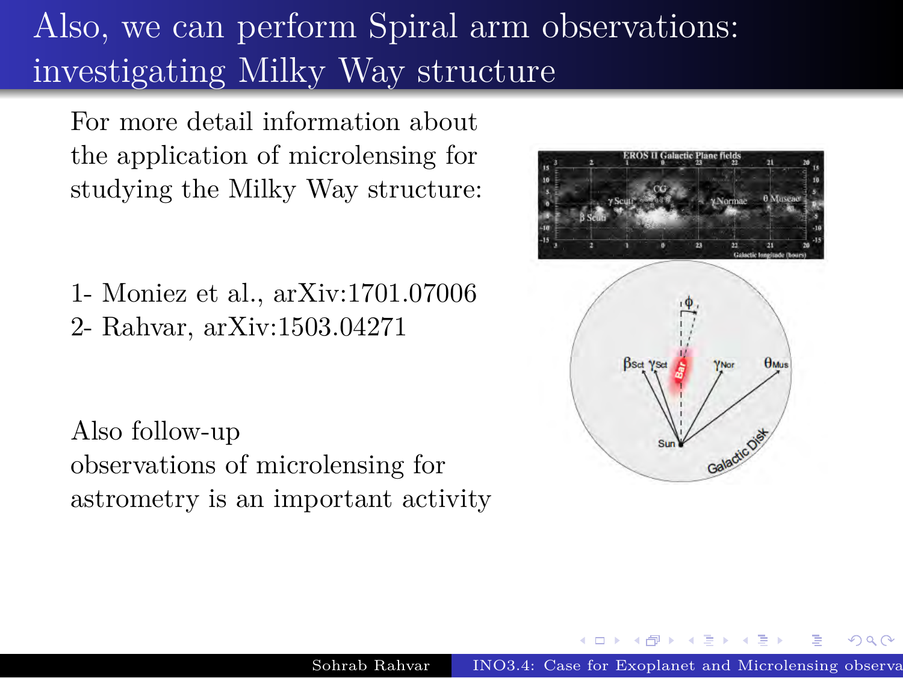# Also, we can perform Spiral arm observations: investigating Milky Way structure

For more detail information about the application of microlensing for studying the Milky Way structure:

1- Moniez et al., arXiv:1701.07006
2- Rahvar, arXiv:1503.04271

Also follow-up observations of microlensing for astrometry is an important activity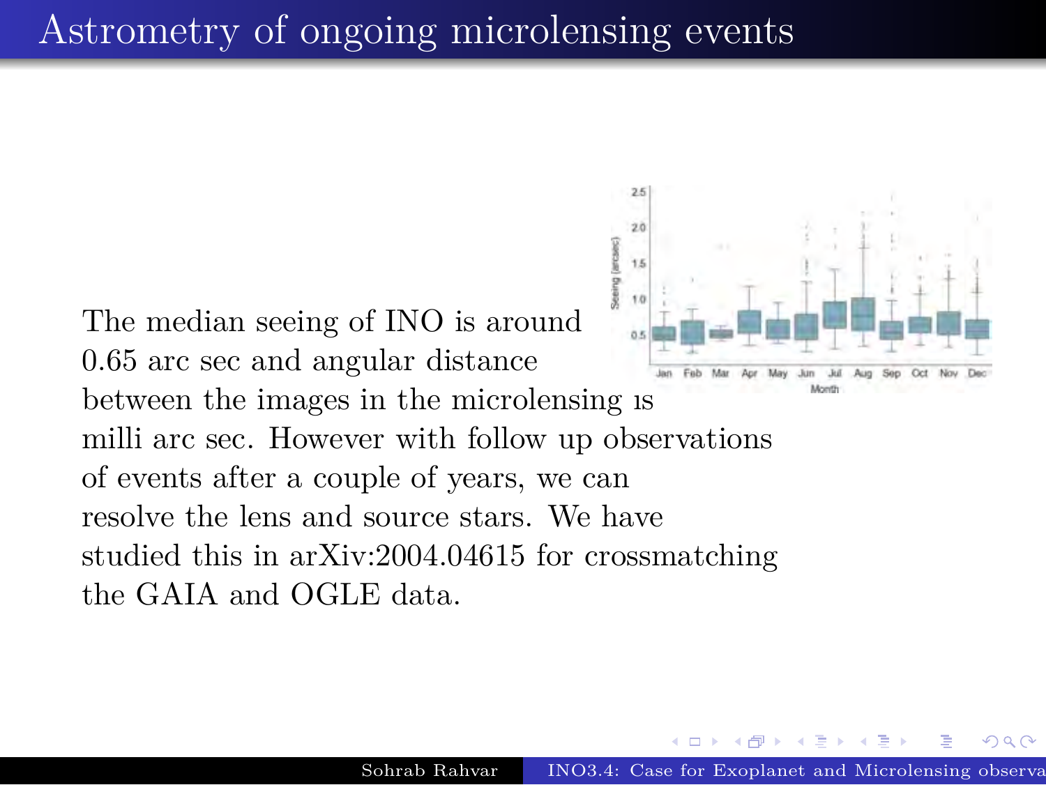# Astrometry of ongoing microlensing events

The median seeing of INO is around 0.65 arc sec and angular distance between the images in the microlensing is milli arc sec. However with follow up observations of events after a couple of years, we can resolve the lens and source stars. We have studied this in arXiv:2004.04615 for crossmatching the GAIA and OGLE data.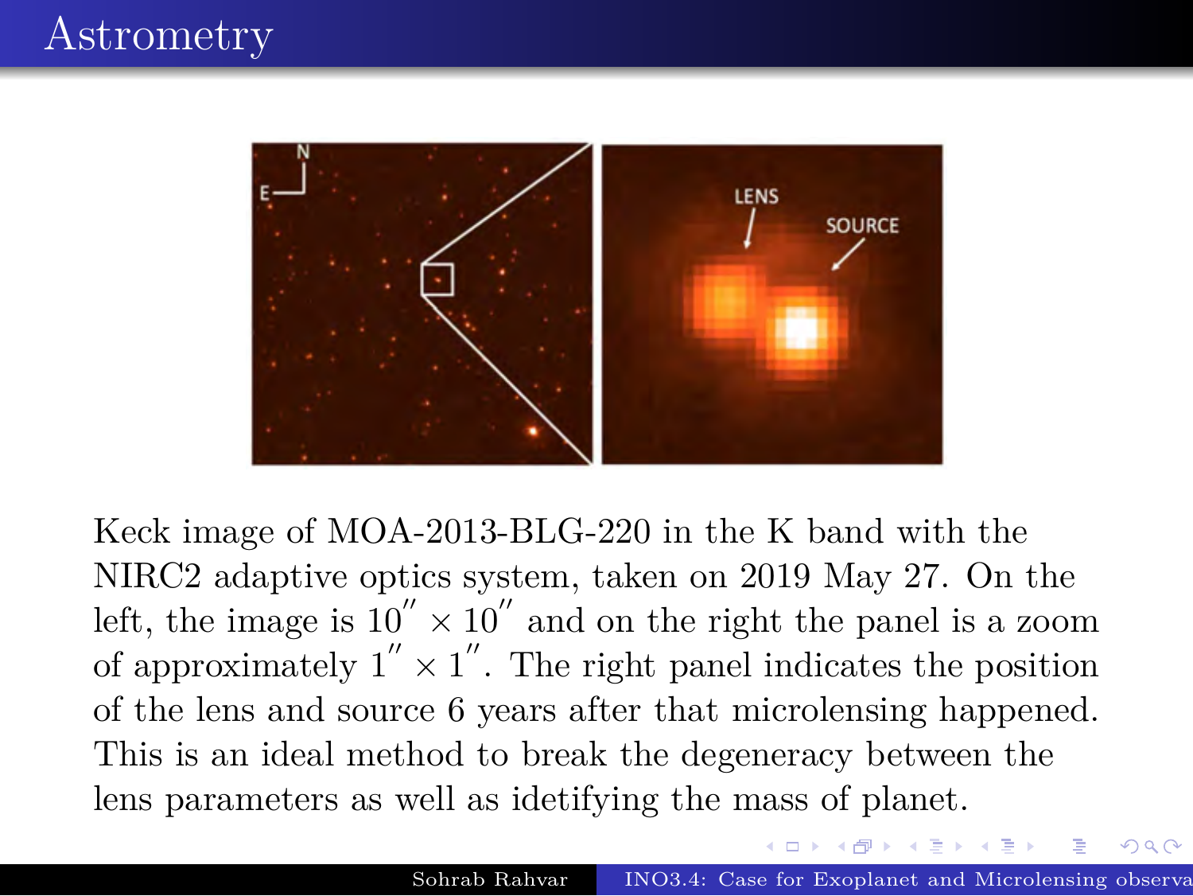# Astrometry

Keck image of MOA-2013-BLG-220 in the K band with the NIRC2 adaptive optics system, taken on 2019 May 27. On the left, the image is $10'' \times 10''$ and on the right the panel is a zoom of approximately $1'' \times 1''$. The right panel indicates the position of the lens and source 6 years after that microlensing happened. This is an ideal method to break the degeneracy between the lens parameters as well as idetifying the mass of planet.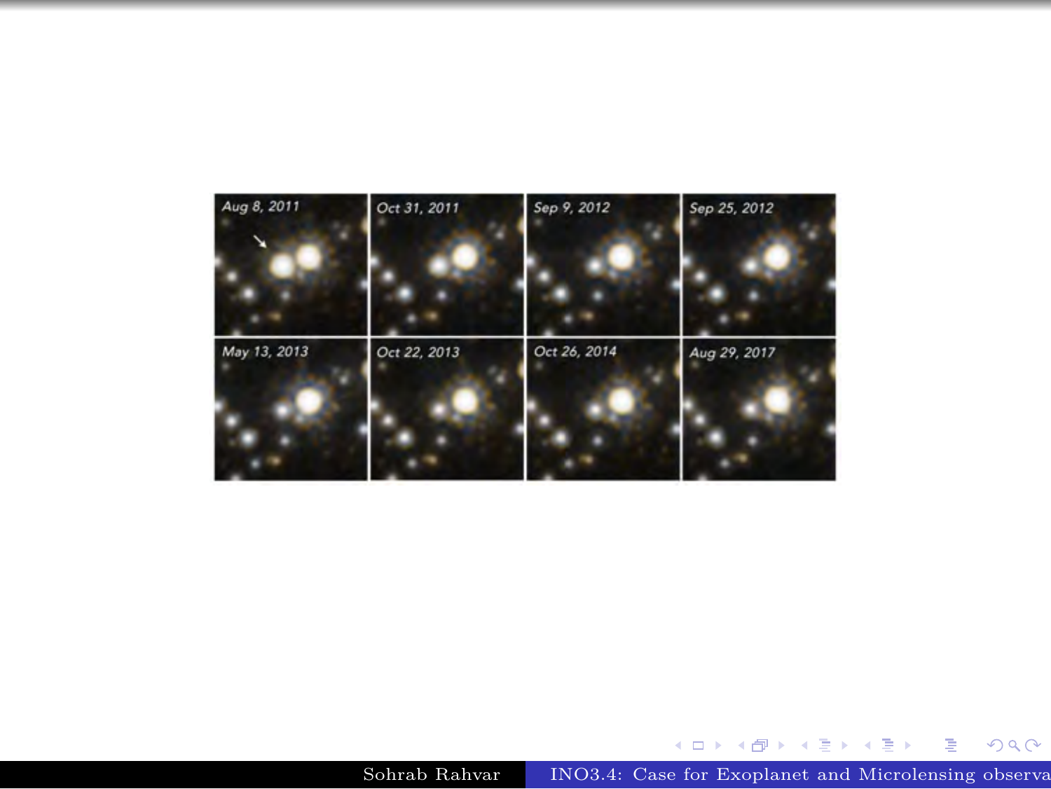Aug 8, 2011 | Oct 31, 2011 | Sep 9, 2012 | Sep 25, 2012

May 13, 2013 | Oct 22, 2013 | Oct 26, 2014 | Aug 29, 2017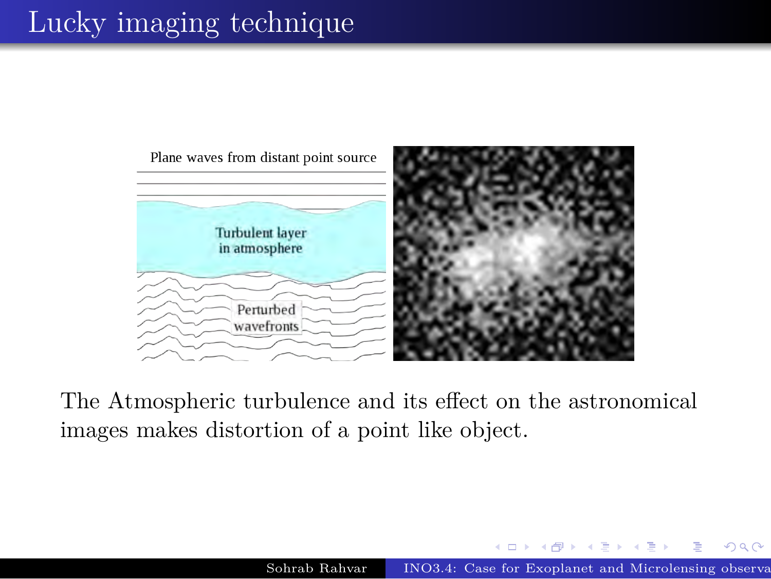# Lucky imaging technique

Plane waves from distant point source

Turbulent layer in atmosphere

Perturbed wavefronts

The Atmospheric turbulence and its effect on the astronomical images makes distortion of a point like object.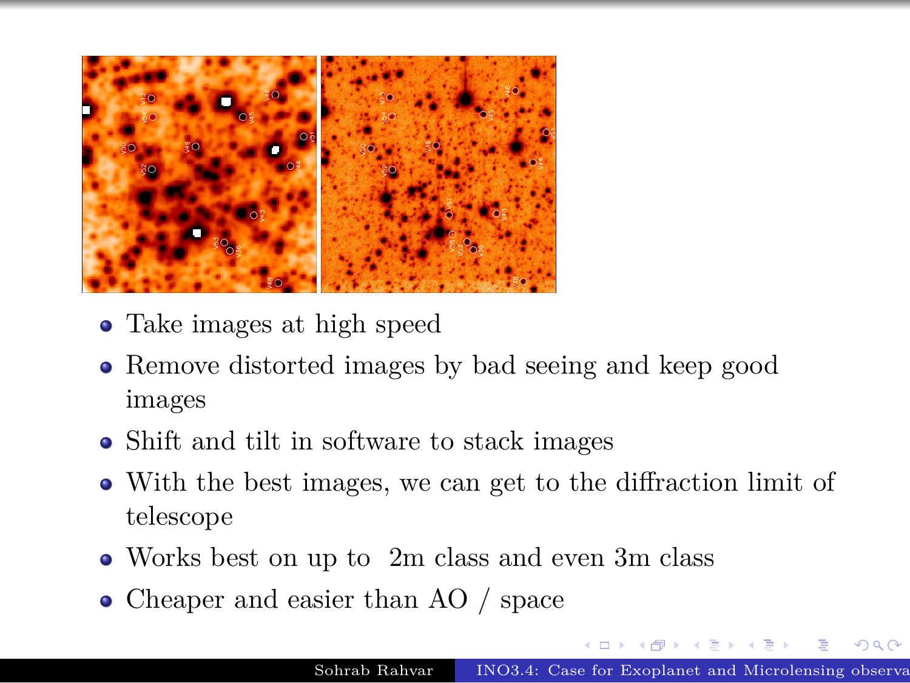- Take images at high speed
- Remove distorted images by bad seeing and keep good images
- Shift and tilt in software to stack images
- With the best images, we can get to the diffraction limit of telescope
- Works best on up to 2m class and even 3m class
- Cheaper and easier than AO / space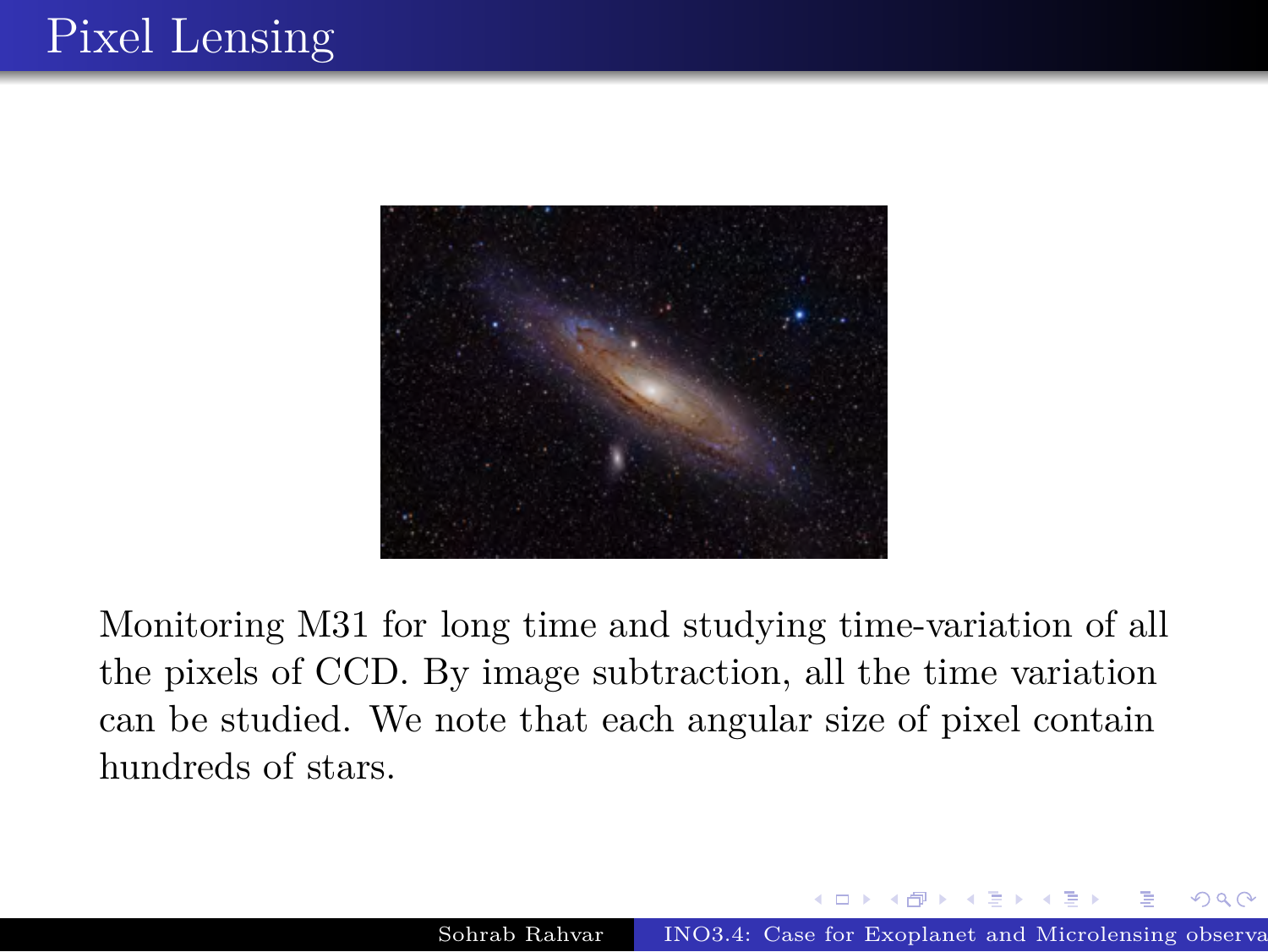# Pixel Lensing

Monitoring M31 for long time and studying time-variation of all the pixels of CCD. By image subtraction, all the time variation can be studied. We note that each angular size of pixel contain hundreds of stars.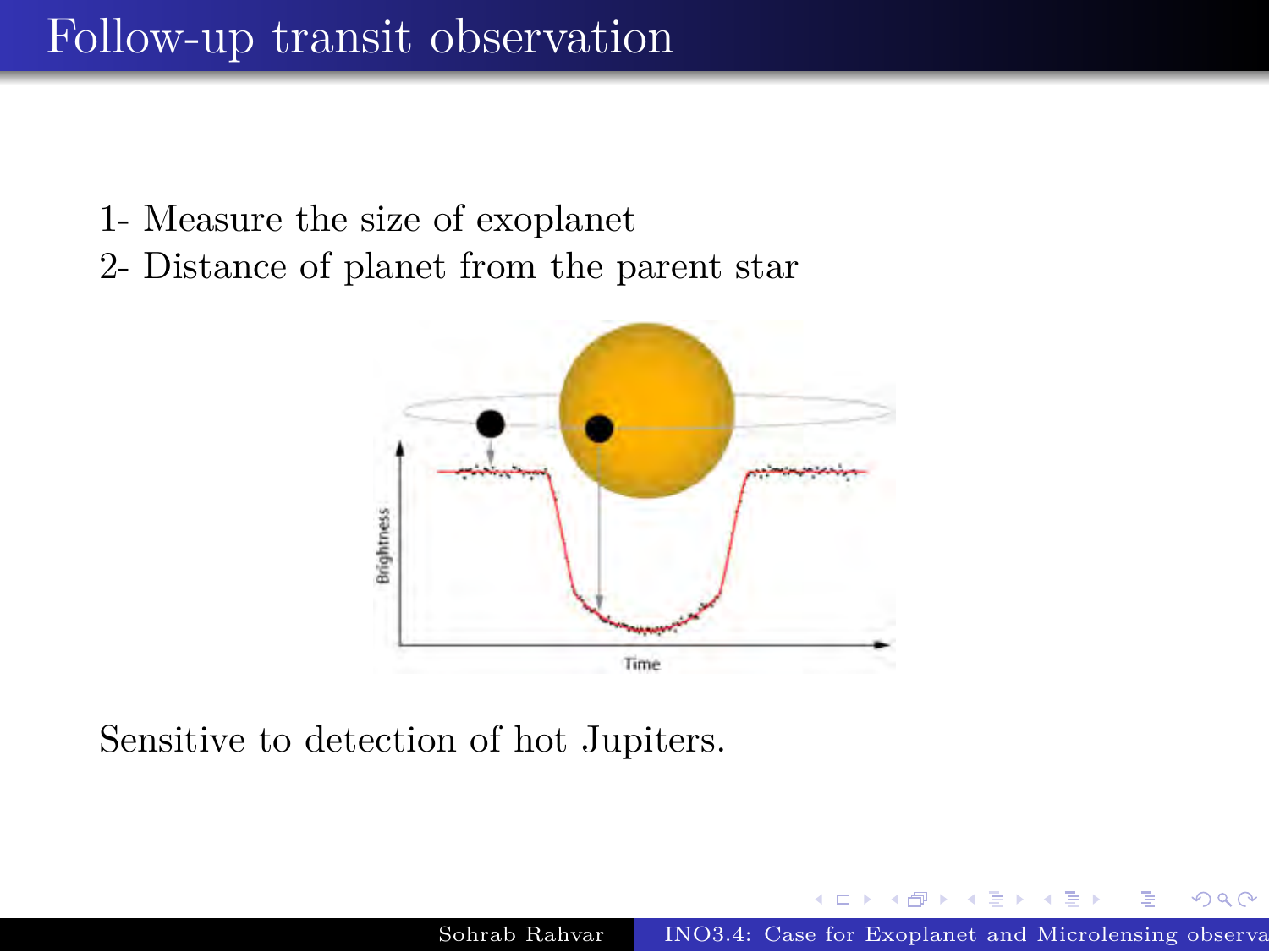# Follow-up transit observation

1- Measure the size of exoplanet
2- Distance of planet from the parent star

Sensitive to detection of hot Jupiters.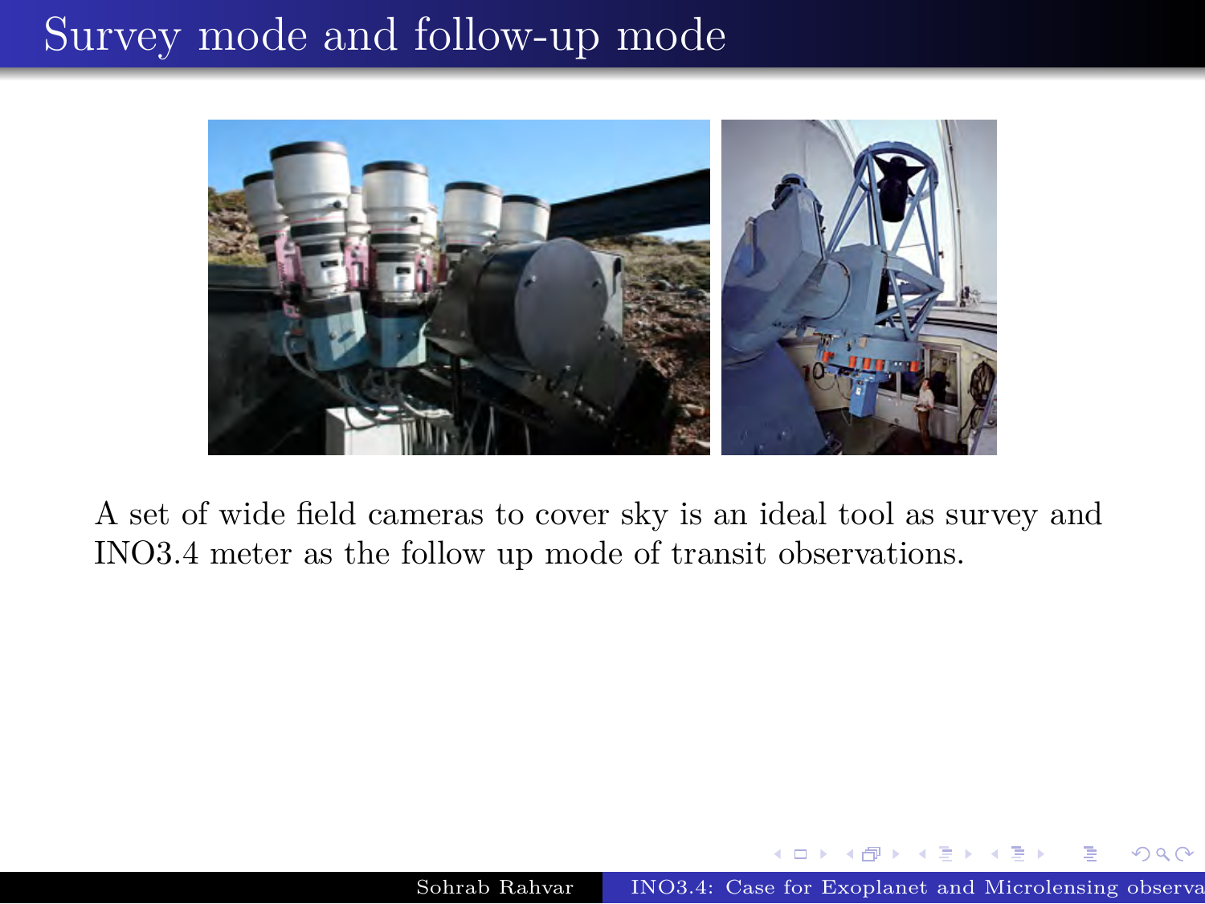# Survey mode and follow-up mode

A set of wide field cameras to cover sky is an ideal tool as survey and INO3.4 meter as the follow up mode of transit observations.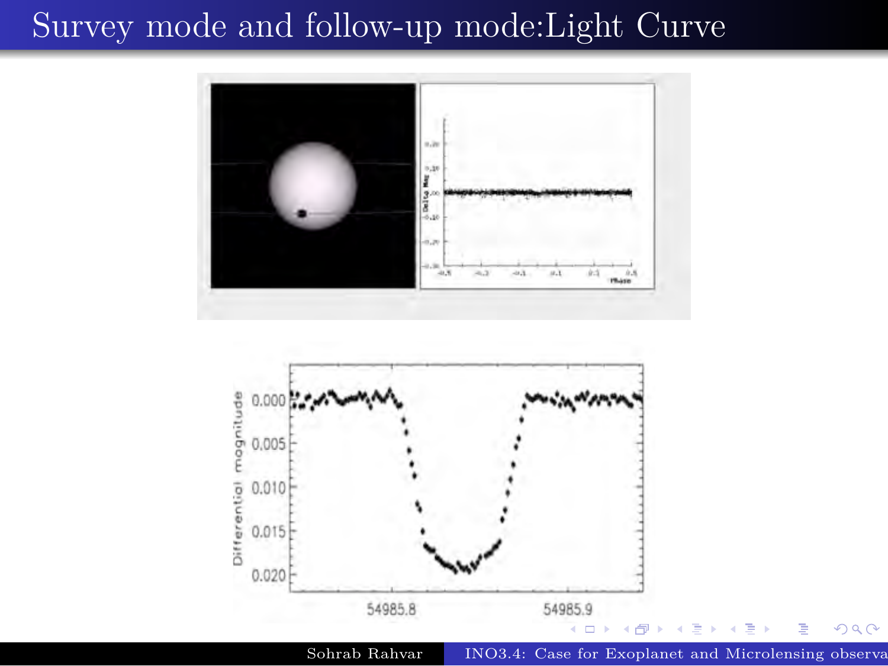# Survey mode and follow-up mode:Light Curve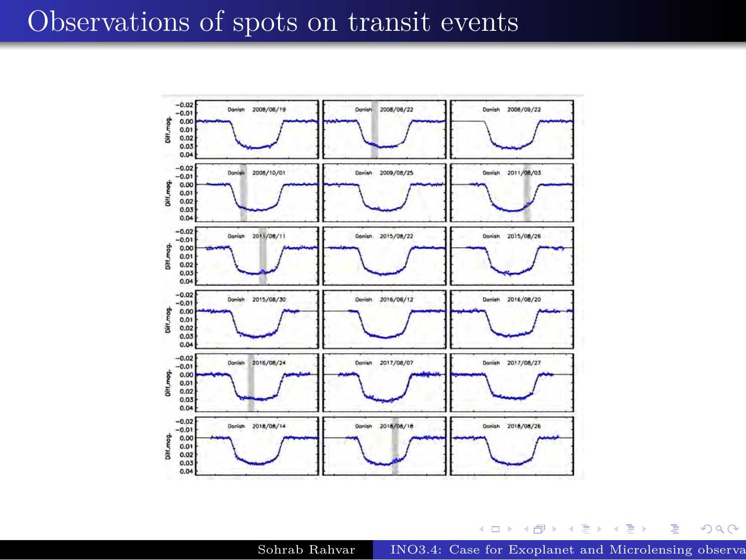# Observations of spots on transit events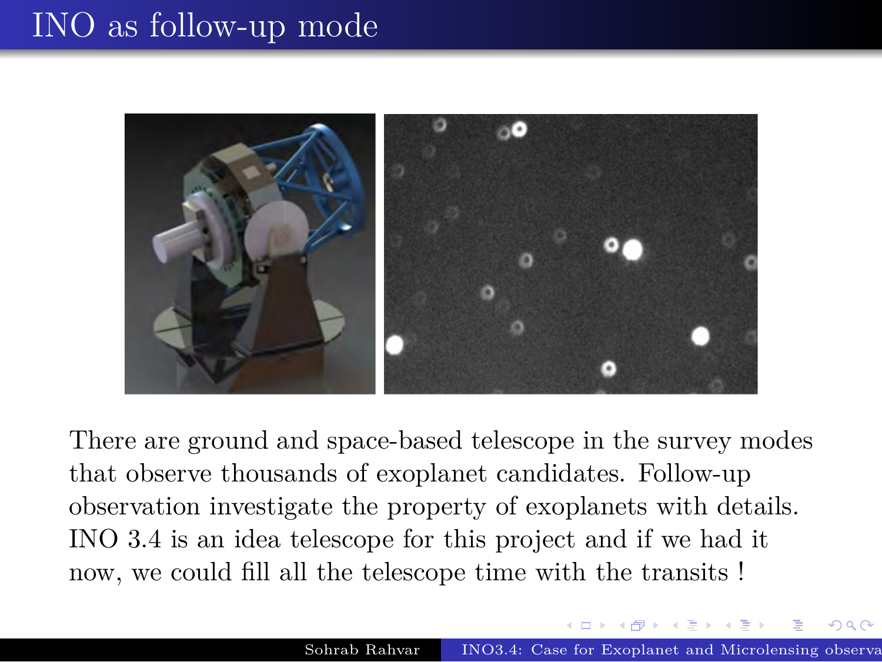# INO as follow-up mode

There are ground and space-based telescope in the survey modes that observe thousands of exoplanet candidates. Follow-up observation investigate the property of exoplanets with details. INO 3.4 is an idea telescope for this project and if we had it now, we could fill all the telescope time with the transits !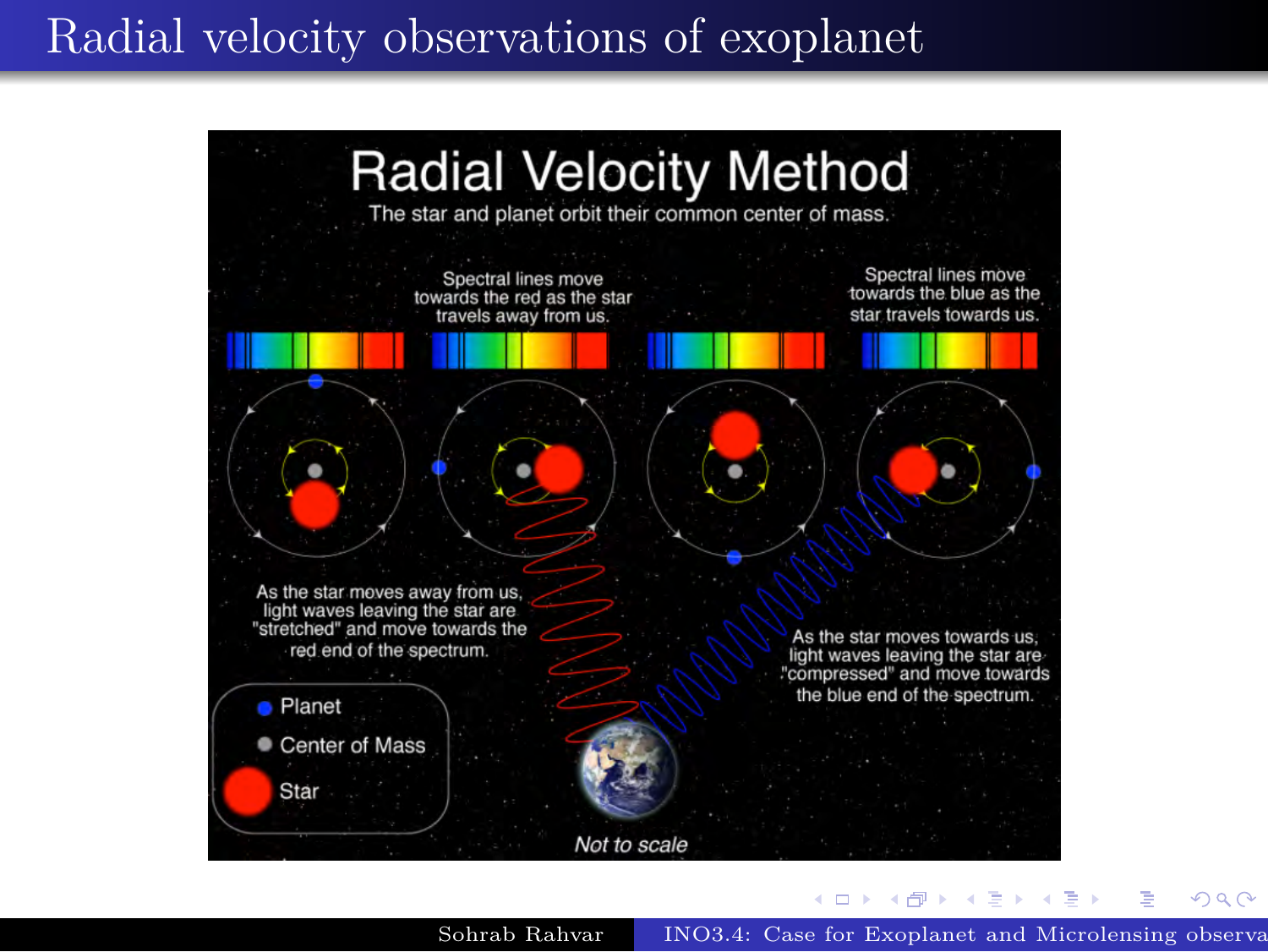# Radial velocity observations of exoplanet

Radial Velocity Method

The star and planet orbit their common center of mass.

Spectral lines move towards the red as the star travels away from us.

Spectral lines move towards the blue as the star travels towards us.

As the star moves away from us, light waves leaving the star are "stretched" and move towards the red end of the spectrum.

As the star moves towards us, light waves leaving the star are "compressed" and move towards the blue end of the spectrum.

- Planet
- Center of Mass
- Star

*Not to scale*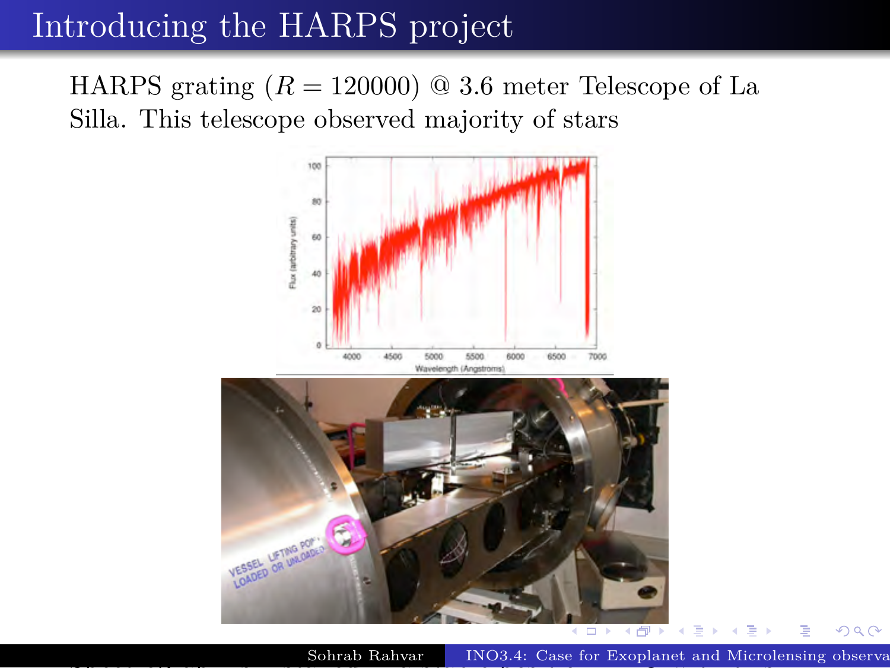# Introducing the HARPS project

HARPS grating ($R = 120000$) @ 3.6 meter Telescope of La Silla. This telescope observed majority of stars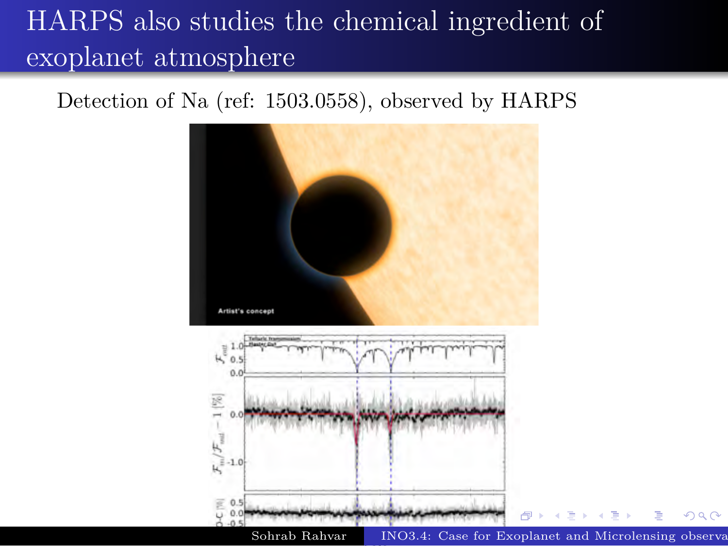# HARPS also studies the chemical ingredient of exoplanet atmosphere

Detection of Na (ref: 1503.0558), observed by HARPS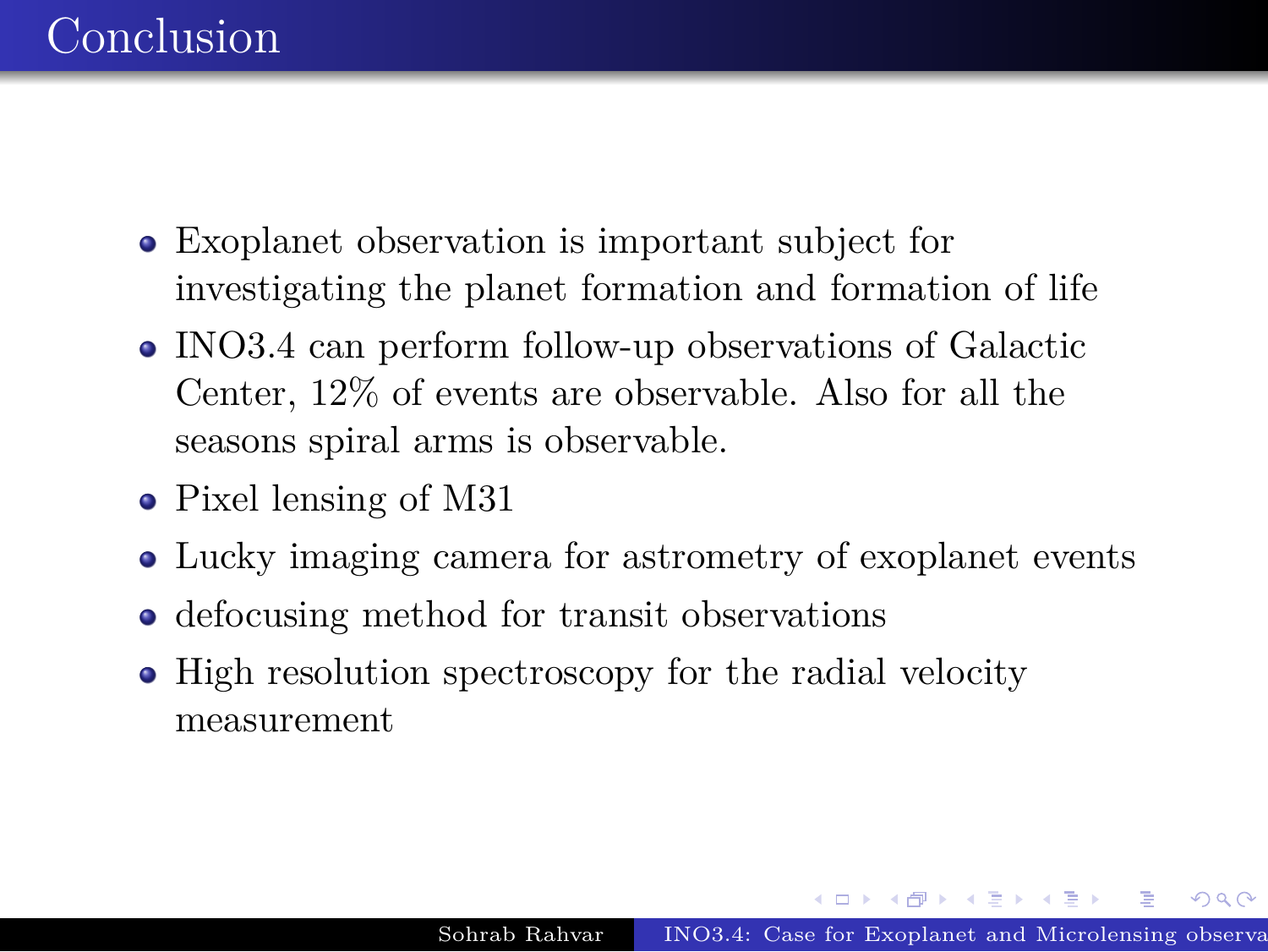# Conclusion

- Exoplanet observation is important subject for investigating the planet formation and formation of life
- INO3.4 can perform follow-up observations of Galactic Center, 12% of events are observable. Also for all the seasons spiral arms is observable.
- Pixel lensing of M31
- Lucky imaging camera for astrometry of exoplanet events
- defocusing method for transit observations
- High resolution spectroscopy for the radial velocity measurement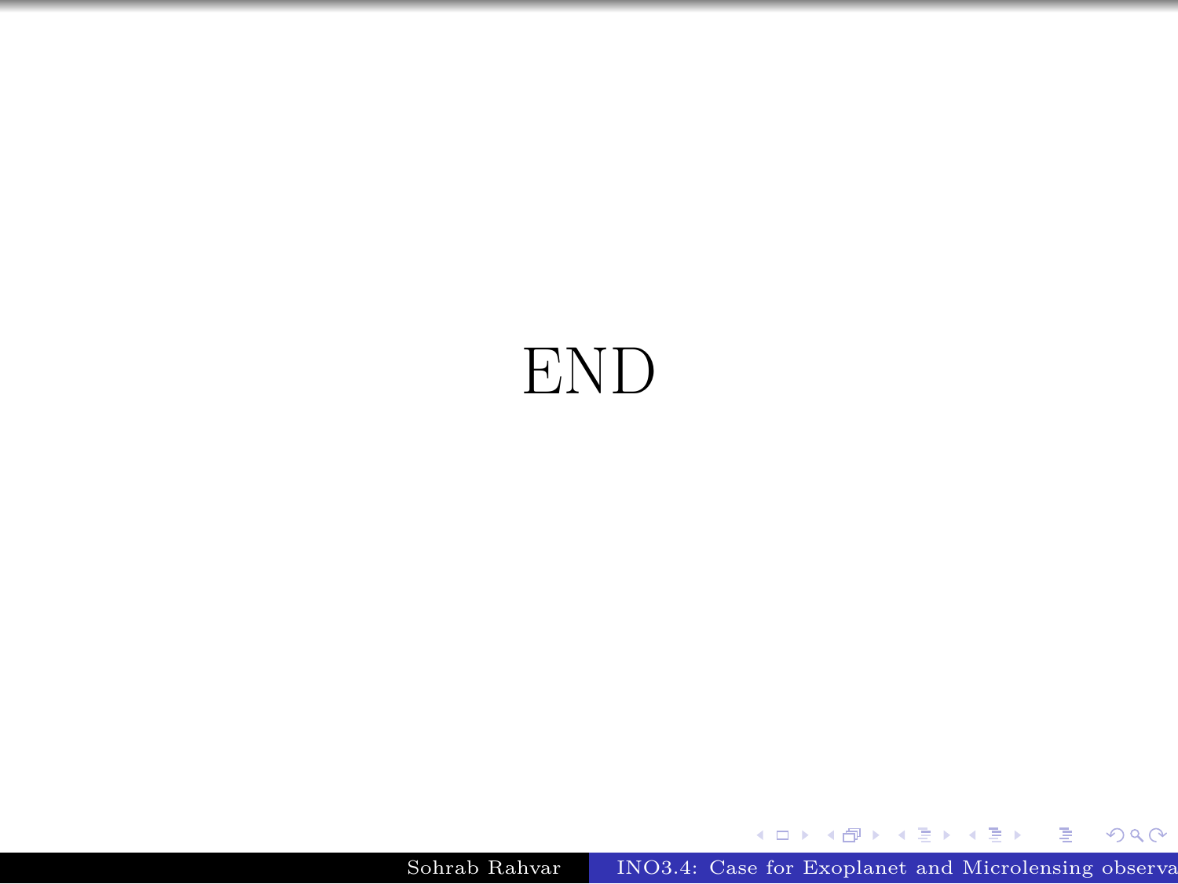END